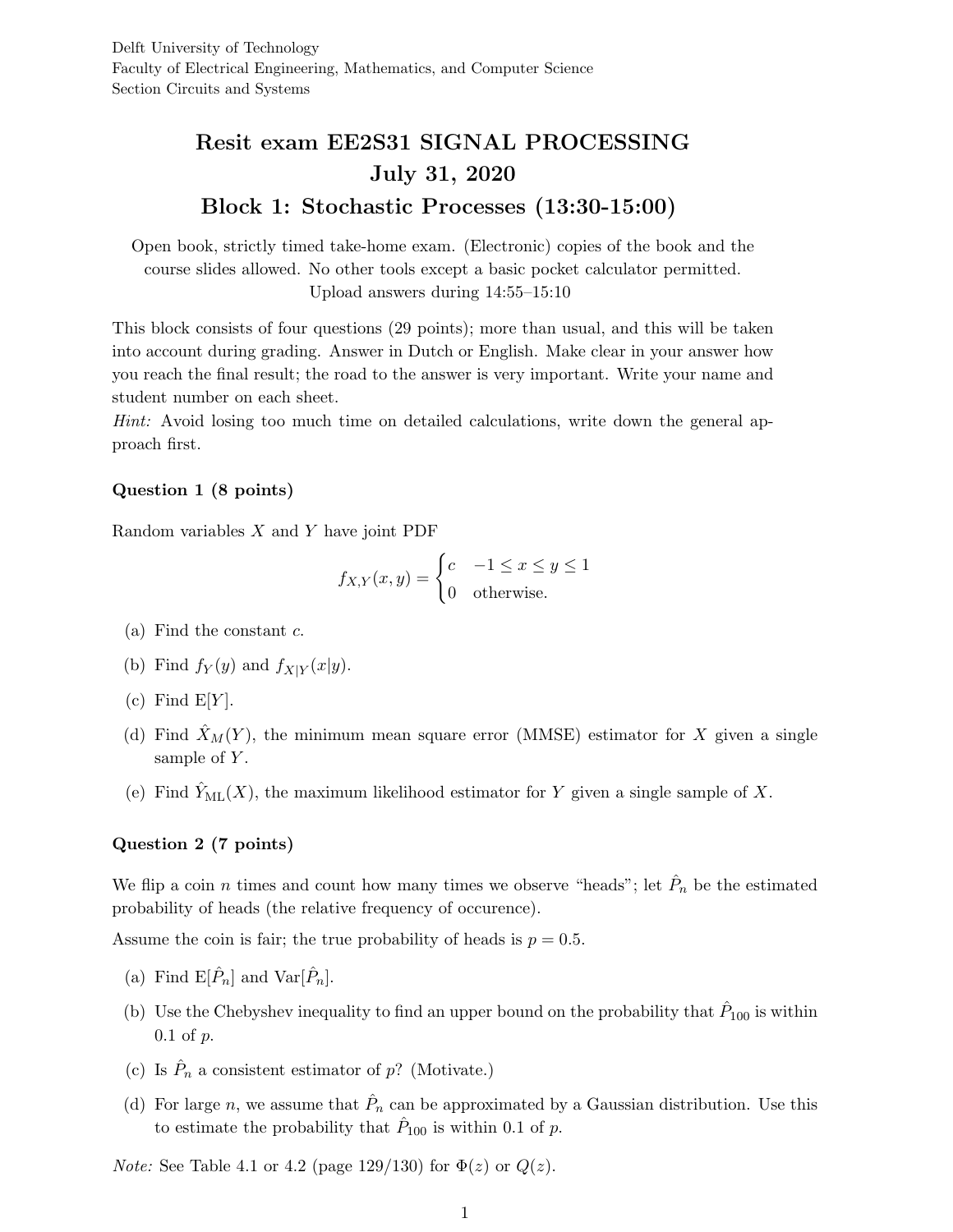Delft University of Technology
Faculty of Electrical Engineering, Mathematics, and Computer Science
Section Circuits and Systems

# Resit exam EE2S31 SIGNAL PROCESSING
## July 31, 2020
## Block 1: Stochastic Processes (13:30-15:00)

Open book, strictly timed take-home exam. (Electronic) copies of the book and the course slides allowed. No other tools except a basic pocket calculator permitted.
Upload answers during 14:55–15:10

This block consists of four questions (29 points); more than usual, and this will be taken into account during grading. Answer in Dutch or English. Make clear in your answer how you reach the final result; the road to the answer is very important. Write your name and student number on each sheet.

*Hint:* Avoid losing too much time on detailed calculations, write down the general approach first.

### Question 1 (8 points)

Random variables $X$ and $Y$ have joint PDF

$$f_{X,Y}(x,y) = \begin{cases} c & -1 \le x \le y \le 1 \\ 0 & \text{otherwise.} \end{cases}$$

(a) Find the constant $c$.

(b) Find $f_Y(y)$ and $f_{X|Y}(x|y)$.

(c) Find $\mathrm{E}[Y]$.

(d) Find $\hat{X}_M(Y)$, the minimum mean square error (MMSE) estimator for $X$ given a single sample of $Y$.

(e) Find $\hat{Y}_{\mathrm{ML}}(X)$, the maximum likelihood estimator for $Y$ given a single sample of $X$.

### Question 2 (7 points)

We flip a coin $n$ times and count how many times we observe "heads"; let $\hat{P}_n$ be the estimated probability of heads (the relative frequency of occurence).

Assume the coin is fair; the true probability of heads is $p = 0.5$.

(a) Find $\mathrm{E}[\hat{P}_n]$ and $\mathrm{Var}[\hat{P}_n]$.

(b) Use the Chebyshev inequality to find an upper bound on the probability that $\hat{P}_{100}$ is within 0.1 of $p$.

(c) Is $\hat{P}_n$ a consistent estimator of $p$? (Motivate.)

(d) For large $n$, we assume that $\hat{P}_n$ can be approximated by a Gaussian distribution. Use this to estimate the probability that $\hat{P}_{100}$ is within 0.1 of $p$.

*Note:* See Table 4.1 or 4.2 (page 129/130) for $\Phi(z)$ or $Q(z)$.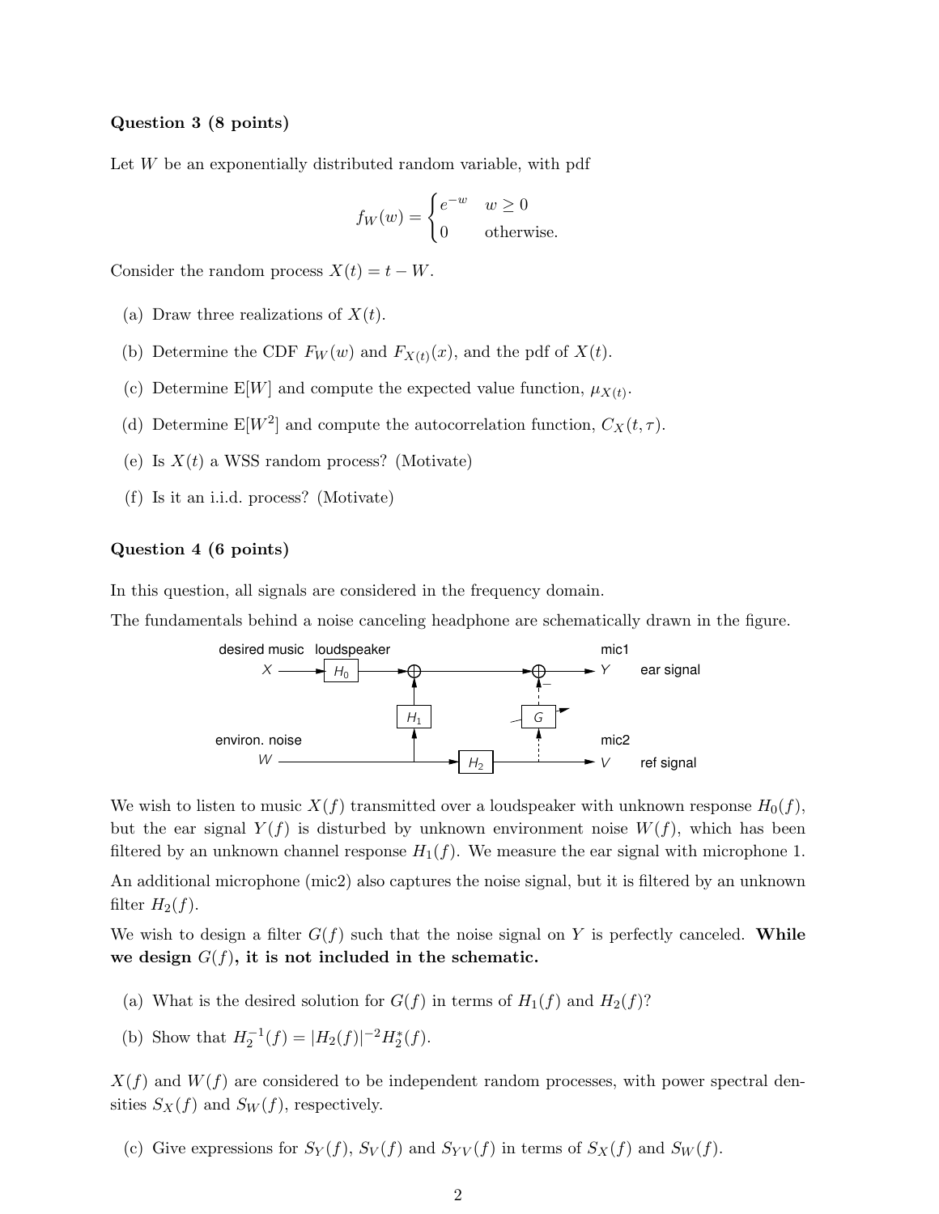### Question 3 (8 points)

Let $W$ be an exponentially distributed random variable, with pdf

$$f_W(w) = \begin{cases} e^{-w} & w \geq 0 \\ 0 & \text{otherwise.} \end{cases}$$

Consider the random process $X(t) = t - W$.

(a) Draw three realizations of $X(t)$.

(b) Determine the CDF $F_W(w)$ and $F_{X(t)}(x)$, and the pdf of $X(t)$.

(c) Determine E$[W]$ and compute the expected value function, $\mu_{X(t)}$.

(d) Determine E$[W^2]$ and compute the autocorrelation function, $C_X(t, \tau)$.

(e) Is $X(t)$ a WSS random process? (Motivate)

(f) Is it an i.i.d. process? (Motivate)

### Question 4 (6 points)

In this question, all signals are considered in the frequency domain.

The fundamentals behind a noise canceling headphone are schematically drawn in the figure.

desired music loudspeaker mic1

$X$ → $H_0$ → ⊕ → ⊕ → $Y$ ear signal

$H_1$ $G$

environ. noise mic2

$W$ → $H_2$ → $V$ ref signal

We wish to listen to music $X(f)$ transmitted over a loudspeaker with unknown response $H_0(f)$, but the ear signal $Y(f)$ is disturbed by unknown environment noise $W(f)$, which has been filtered by an unknown channel response $H_1(f)$. We measure the ear signal with microphone 1.

An additional microphone (mic2) also captures the noise signal, but it is filtered by an unknown filter $H_2(f)$.

We wish to design a filter $G(f)$ such that the noise signal on $Y$ is perfectly canceled. **While we design $G(f)$, it is not included in the schematic.**

(a) What is the desired solution for $G(f)$ in terms of $H_1(f)$ and $H_2(f)$?

(b) Show that $H_2^{-1}(f) = |H_2(f)|^{-2} H_2^*(f)$.

$X(f)$ and $W(f)$ are considered to be independent random processes, with power spectral densities $S_X(f)$ and $S_W(f)$, respectively.

(c) Give expressions for $S_Y(f)$, $S_V(f)$ and $S_{YV}(f)$ in terms of $S_X(f)$ and $S_W(f)$.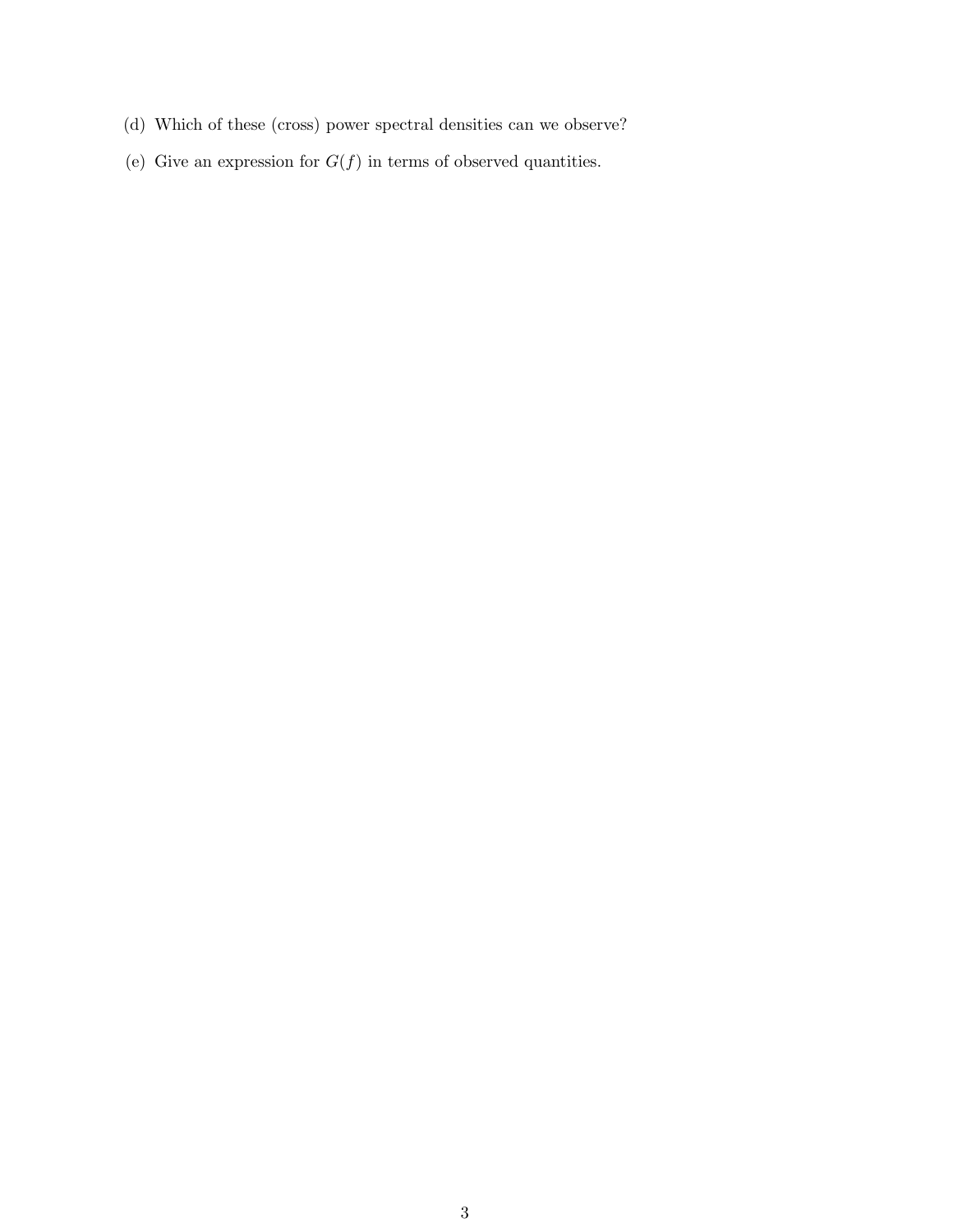(d) Which of these (cross) power spectral densities can we observe?

(e) Give an expression for $G(f)$ in terms of observed quantities.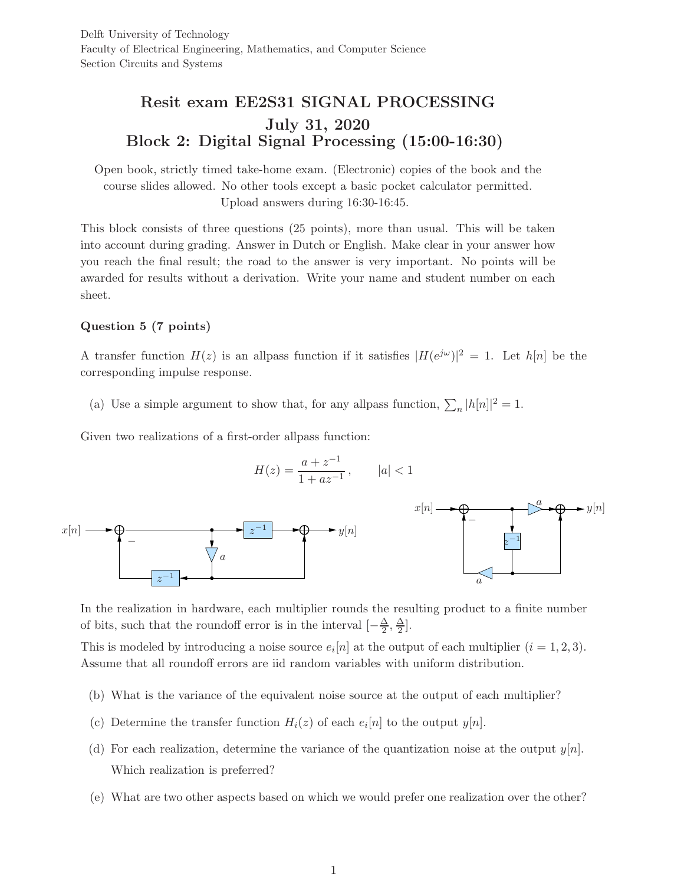Delft University of Technology
Faculty of Electrical Engineering, Mathematics, and Computer Science
Section Circuits and Systems

# Resit exam EE2S31 SIGNAL PROCESSING
## July 31, 2020
## Block 2: Digital Signal Processing (15:00-16:30)

Open book, strictly timed take-home exam. (Electronic) copies of the book and the course slides allowed. No other tools except a basic pocket calculator permitted. Upload answers during 16:30-16:45.

This block consists of three questions (25 points), more than usual. This will be taken into account during grading. Answer in Dutch or English. Make clear in your answer how you reach the final result; the road to the answer is very important. No points will be awarded for results without a derivation. Write your name and student number on each sheet.

**Question 5 (7 points)**

A transfer function $H(z)$ is an allpass function if it satisfies $|H(e^{j\omega})|^2 = 1$. Let $h[n]$ be the corresponding impulse response.

(a) Use a simple argument to show that, for any allpass function, $\sum_n |h[n]|^2 = 1$.

Given two realizations of a first-order allpass function:

$$H(z) = \frac{a + z^{-1}}{1 + az^{-1}}, \qquad |a| < 1$$

In the realization in hardware, each multiplier rounds the resulting product to a finite number of bits, such that the roundoff error is in the interval $[-\frac{\Delta}{2}, \frac{\Delta}{2}]$.

This is modeled by introducing a noise source $e_i[n]$ at the output of each multiplier ($i = 1, 2, 3$). Assume that all roundoff errors are iid random variables with uniform distribution.

(b) What is the variance of the equivalent noise source at the output of each multiplier?

(c) Determine the transfer function $H_i(z)$ of each $e_i[n]$ to the output $y[n]$.

(d) For each realization, determine the variance of the quantization noise at the output $y[n]$. Which realization is preferred?

(e) What are two other aspects based on which we would prefer one realization over the other?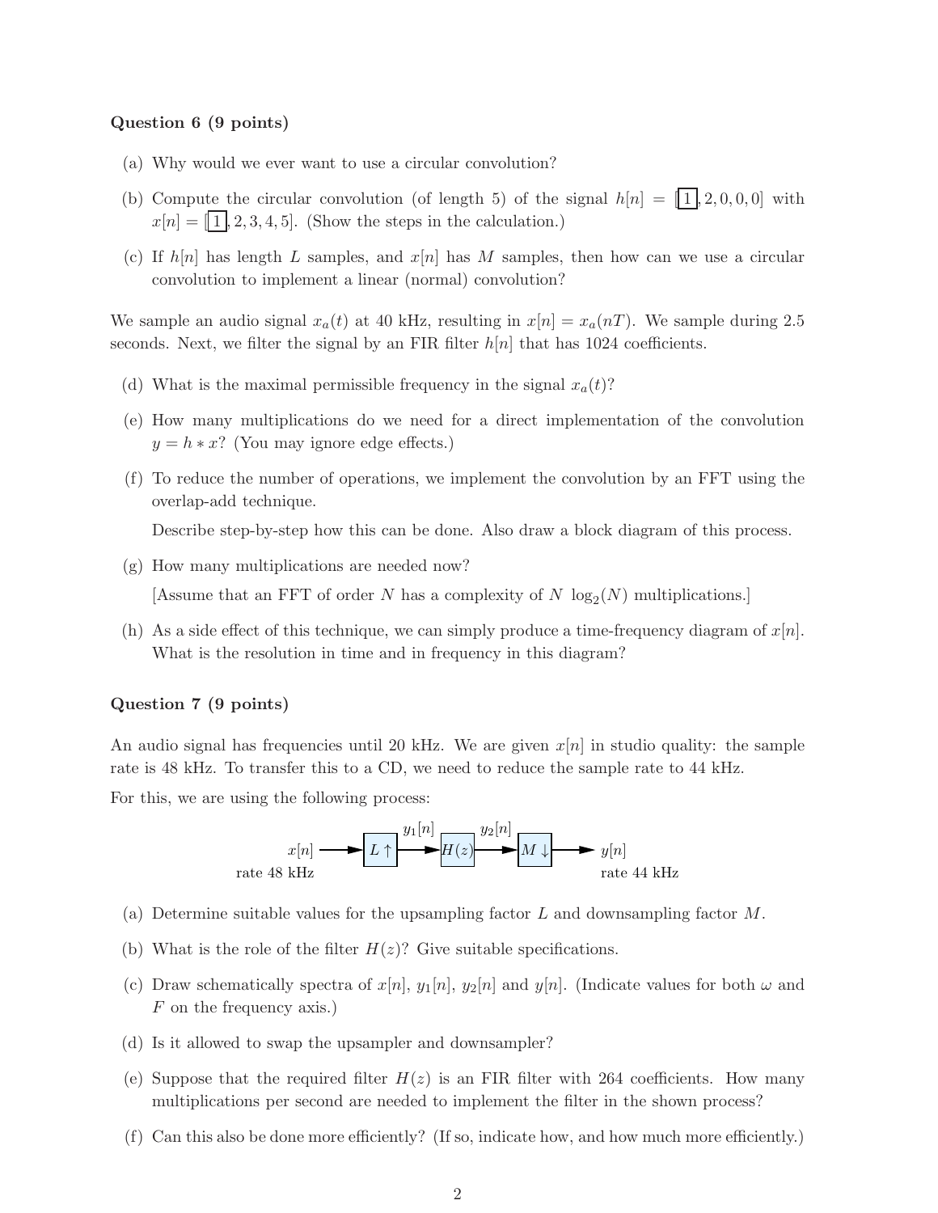**Question 6 (9 points)**

(a) Why would we ever want to use a circular convolution?

(b) Compute the circular convolution (of length 5) of the signal $h[n] = [\boxed{1}, 2, 0, 0, 0]$ with $x[n] = [\boxed{1}, 2, 3, 4, 5]$. (Show the steps in the calculation.)

(c) If $h[n]$ has length $L$ samples, and $x[n]$ has $M$ samples, then how can we use a circular convolution to implement a linear (normal) convolution?

We sample an audio signal $x_a(t)$ at 40 kHz, resulting in $x[n] = x_a(nT)$. We sample during 2.5 seconds. Next, we filter the signal by an FIR filter $h[n]$ that has 1024 coefficients.

(d) What is the maximal permissible frequency in the signal $x_a(t)$?

(e) How many multiplications do we need for a direct implementation of the convolution $y = h * x$? (You may ignore edge effects.)

(f) To reduce the number of operations, we implement the convolution by an FFT using the overlap-add technique.

Describe step-by-step how this can be done. Also draw a block diagram of this process.

(g) How many multiplications are needed now?

[Assume that an FFT of order $N$ has a complexity of $N \log_2(N)$ multiplications.]

(h) As a side effect of this technique, we can simply produce a time-frequency diagram of $x[n]$. What is the resolution in time and in frequency in this diagram?

**Question 7 (9 points)**

An audio signal has frequencies until 20 kHz. We are given $x[n]$ in studio quality: the sample rate is 48 kHz. To transfer this to a CD, we need to reduce the sample rate to 44 kHz.

For this, we are using the following process:

$x[n]$ (rate 48 kHz) → $L \uparrow$ → $y_1[n]$ → $H(z)$ → $y_2[n]$ → $M \downarrow$ → $y[n]$ (rate 44 kHz)

(a) Determine suitable values for the upsampling factor $L$ and downsampling factor $M$.

(b) What is the role of the filter $H(z)$? Give suitable specifications.

(c) Draw schematically spectra of $x[n]$, $y_1[n]$, $y_2[n]$ and $y[n]$. (Indicate values for both $\omega$ and $F$ on the frequency axis.)

(d) Is it allowed to swap the upsampler and downsampler?

(e) Suppose that the required filter $H(z)$ is an FIR filter with 264 coefficients. How many multiplications per second are needed to implement the filter in the shown process?

(f) Can this also be done more efficiently? (If so, indicate how, and how much more efficiently.)